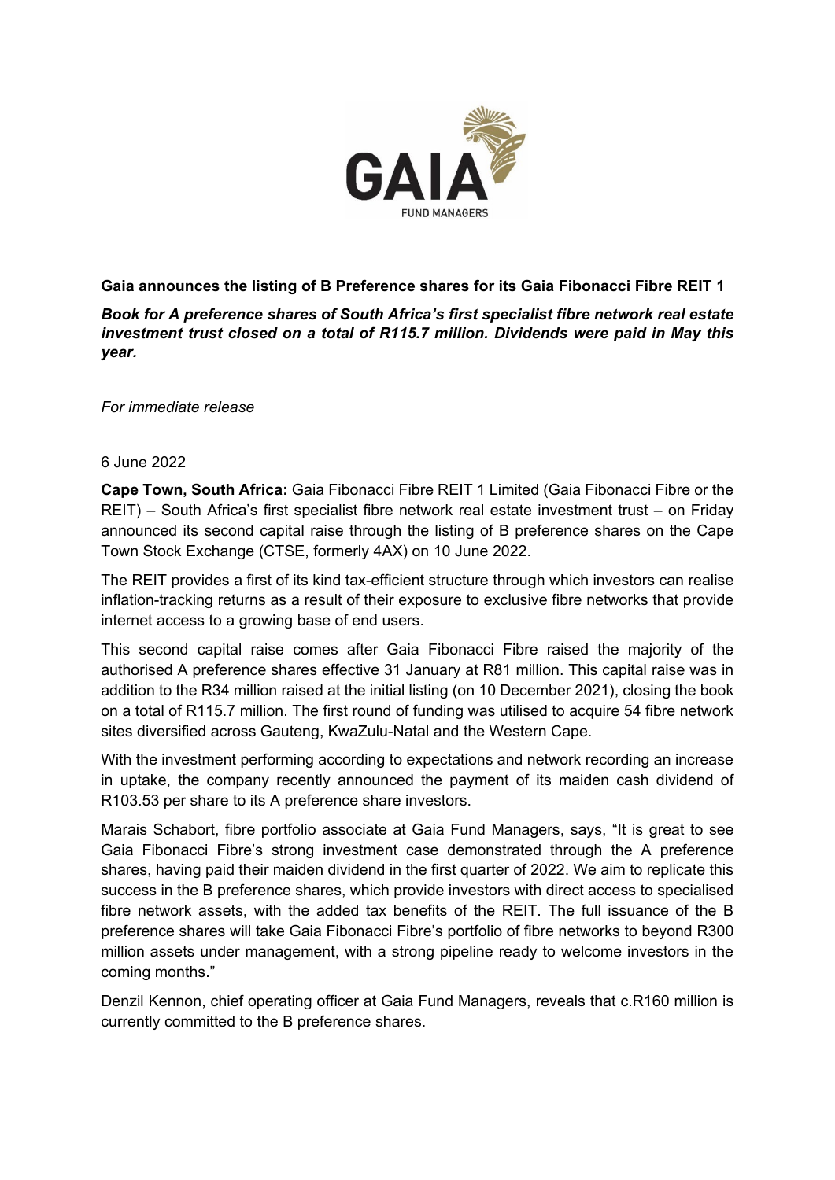**Gaia announces the listing of B Preference shares for its Gaia Fibonacci Fibre REIT 1**

***Book for A preference shares of South Africa's first specialist fibre network real estate investment trust closed on a total of R115.7 million. Dividends were paid in May this year.***

*For immediate release*

6 June 2022

**Cape Town, South Africa:** Gaia Fibonacci Fibre REIT 1 Limited (Gaia Fibonacci Fibre or the REIT) – South Africa's first specialist fibre network real estate investment trust – on Friday announced its second capital raise through the listing of B preference shares on the Cape Town Stock Exchange (CTSE, formerly 4AX) on 10 June 2022.

The REIT provides a first of its kind tax-efficient structure through which investors can realise inflation-tracking returns as a result of their exposure to exclusive fibre networks that provide internet access to a growing base of end users.

This second capital raise comes after Gaia Fibonacci Fibre raised the majority of the authorised A preference shares effective 31 January at R81 million. This capital raise was in addition to the R34 million raised at the initial listing (on 10 December 2021), closing the book on a total of R115.7 million. The first round of funding was utilised to acquire 54 fibre network sites diversified across Gauteng, KwaZulu-Natal and the Western Cape.

With the investment performing according to expectations and network recording an increase in uptake, the company recently announced the payment of its maiden cash dividend of R103.53 per share to its A preference share investors.

Marais Schabort, fibre portfolio associate at Gaia Fund Managers, says, "It is great to see Gaia Fibonacci Fibre's strong investment case demonstrated through the A preference shares, having paid their maiden dividend in the first quarter of 2022. We aim to replicate this success in the B preference shares, which provide investors with direct access to specialised fibre network assets, with the added tax benefits of the REIT. The full issuance of the B preference shares will take Gaia Fibonacci Fibre's portfolio of fibre networks to beyond R300 million assets under management, with a strong pipeline ready to welcome investors in the coming months."

Denzil Kennon, chief operating officer at Gaia Fund Managers, reveals that c.R160 million is currently committed to the B preference shares.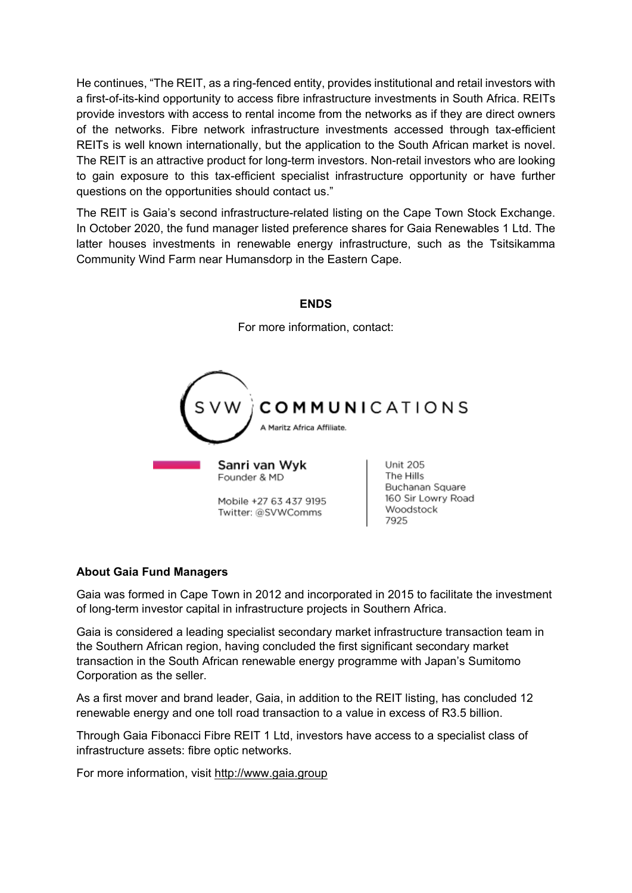He continues, "The REIT, as a ring-fenced entity, provides institutional and retail investors with a first-of-its-kind opportunity to access fibre infrastructure investments in South Africa. REITs provide investors with access to rental income from the networks as if they are direct owners of the networks. Fibre network infrastructure investments accessed through tax-efficient REITs is well known internationally, but the application to the South African market is novel. The REIT is an attractive product for long-term investors. Non-retail investors who are looking to gain exposure to this tax-efficient specialist infrastructure opportunity or have further questions on the opportunities should contact us."

The REIT is Gaia's second infrastructure-related listing on the Cape Town Stock Exchange. In October 2020, the fund manager listed preference shares for Gaia Renewables 1 Ltd. The latter houses investments in renewable energy infrastructure, such as the Tsitsikamma Community Wind Farm near Humansdorp in the Eastern Cape.

**ENDS**

For more information, contact:

SVW COMMUNICATIONS

A Maritz Africa Affiliate.

**Sanri van Wyk**
Founder & MD

Mobile +27 63 437 9195
Twitter: @SVWComms

Unit 205
The Hills
Buchanan Square
160 Sir Lowry Road
Woodstock
7925

**About Gaia Fund Managers**

Gaia was formed in Cape Town in 2012 and incorporated in 2015 to facilitate the investment of long-term investor capital in infrastructure projects in Southern Africa.

Gaia is considered a leading specialist secondary market infrastructure transaction team in the Southern African region, having concluded the first significant secondary market transaction in the South African renewable energy programme with Japan's Sumitomo Corporation as the seller.

As a first mover and brand leader, Gaia, in addition to the REIT listing, has concluded 12 renewable energy and one toll road transaction to a value in excess of R3.5 billion.

Through Gaia Fibonacci Fibre REIT 1 Ltd, investors have access to a specialist class of infrastructure assets: fibre optic networks.

For more information, visit http://www.gaia.group